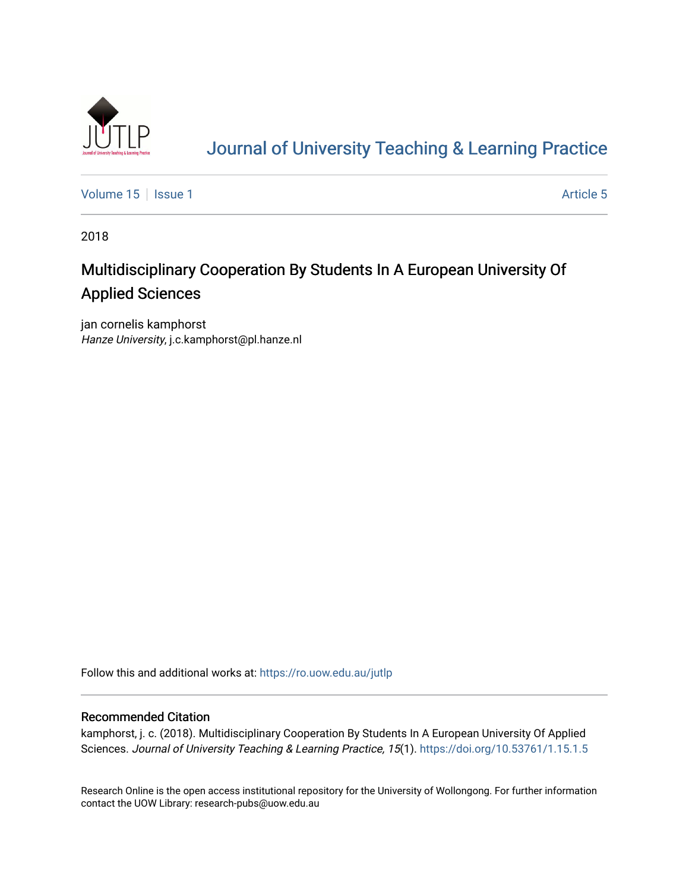[Journal of University Teaching & Learning Practice](https://ro.uow.edu.au/jutlp)

Volume 15 | Issue 1 | Article 5

2018

# Multidisciplinary Cooperation By Students In A European University Of Applied Sciences

jan cornelis kamphorst
*Hanze University*, j.c.kamphorst@pl.hanze.nl

Follow this and additional works at: https://ro.uow.edu.au/jutlp

## Recommended Citation

kamphorst, j. c. (2018). Multidisciplinary Cooperation By Students In A European University Of Applied Sciences. *Journal of University Teaching & Learning Practice, 15*(1). https://doi.org/10.53761/1.15.1.5

Research Online is the open access institutional repository for the University of Wollongong. For further information contact the UOW Library: research-pubs@uow.edu.au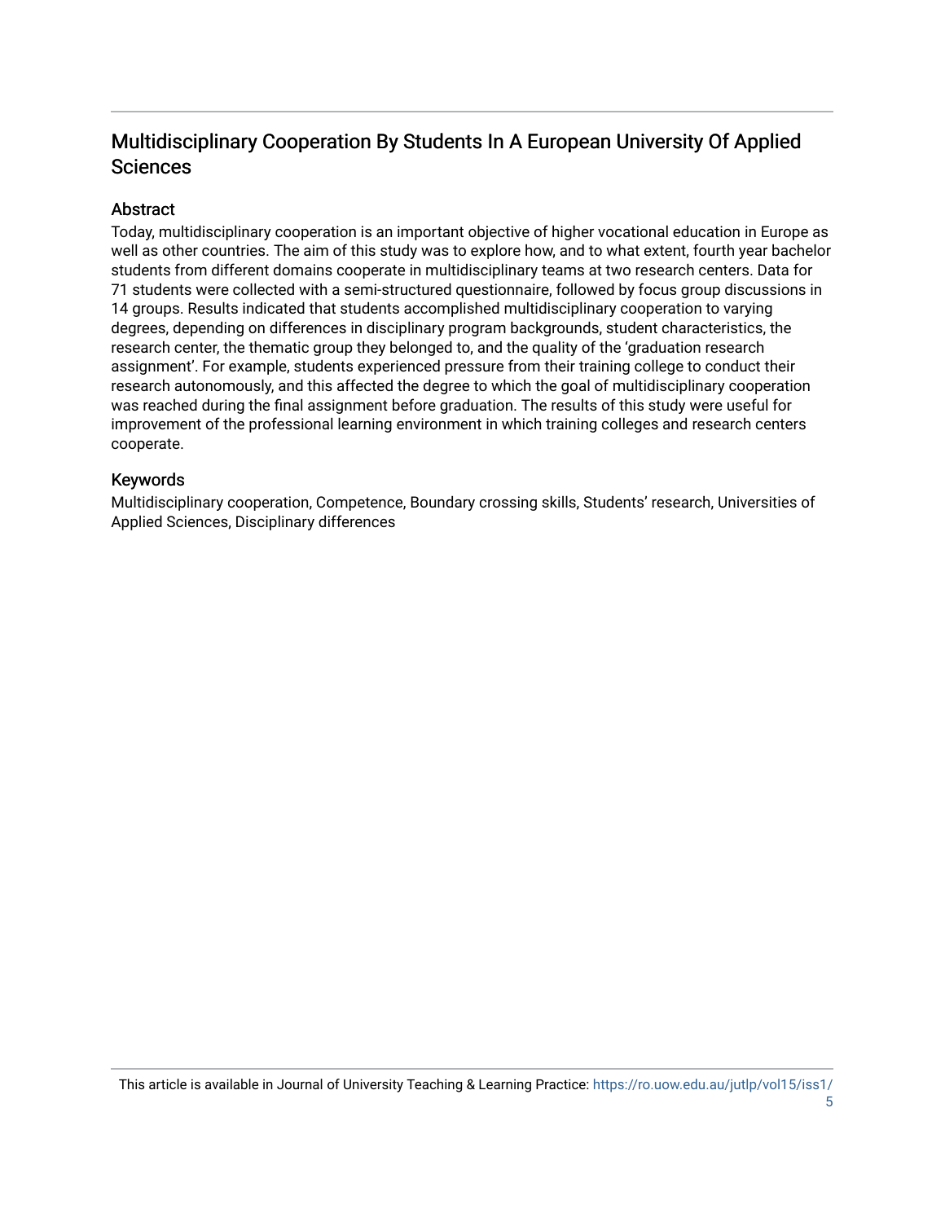# Multidisciplinary Cooperation By Students In A European University Of Applied Sciences

## Abstract

Today, multidisciplinary cooperation is an important objective of higher vocational education in Europe as well as other countries. The aim of this study was to explore how, and to what extent, fourth year bachelor students from different domains cooperate in multidisciplinary teams at two research centers. Data for 71 students were collected with a semi-structured questionnaire, followed by focus group discussions in 14 groups. Results indicated that students accomplished multidisciplinary cooperation to varying degrees, depending on differences in disciplinary program backgrounds, student characteristics, the research center, the thematic group they belonged to, and the quality of the 'graduation research assignment'. For example, students experienced pressure from their training college to conduct their research autonomously, and this affected the degree to which the goal of multidisciplinary cooperation was reached during the final assignment before graduation. The results of this study were useful for improvement of the professional learning environment in which training colleges and research centers cooperate.

## Keywords

Multidisciplinary cooperation, Competence, Boundary crossing skills, Students' research, Universities of Applied Sciences, Disciplinary differences

This article is available in Journal of University Teaching & Learning Practice: https://ro.uow.edu.au/jutlp/vol15/iss1/5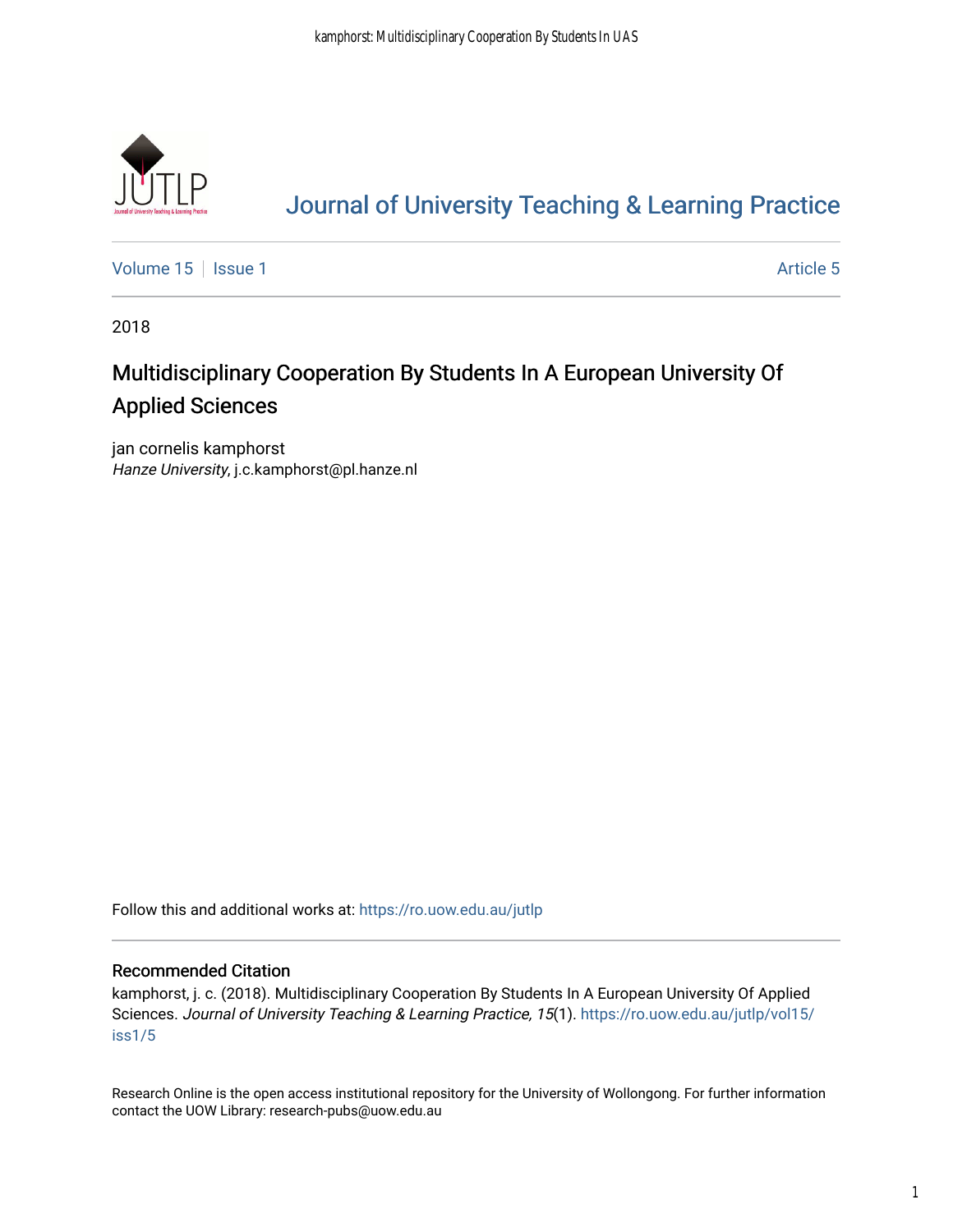# Journal of University Teaching & Learning Practice

Volume 15 | Issue 1 | Article 5

2018

## Multidisciplinary Cooperation By Students In A European University Of Applied Sciences

jan cornelis kamphorst
*Hanze University*, j.c.kamphorst@pl.hanze.nl

Follow this and additional works at: https://ro.uow.edu.au/jutlp

### Recommended Citation

kamphorst, j. c. (2018). Multidisciplinary Cooperation By Students In A European University Of Applied Sciences. *Journal of University Teaching & Learning Practice, 15*(1). https://ro.uow.edu.au/jutlp/vol15/iss1/5

Research Online is the open access institutional repository for the University of Wollongong. For further information contact the UOW Library: research-pubs@uow.edu.au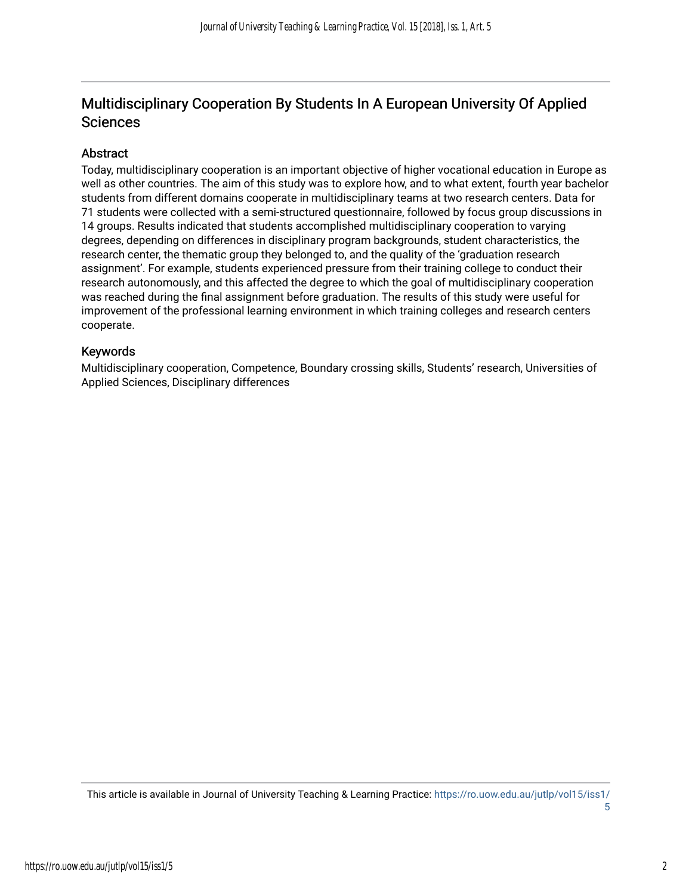# Multidisciplinary Cooperation By Students In A European University Of Applied Sciences

## Abstract

Today, multidisciplinary cooperation is an important objective of higher vocational education in Europe as well as other countries. The aim of this study was to explore how, and to what extent, fourth year bachelor students from different domains cooperate in multidisciplinary teams at two research centers. Data for 71 students were collected with a semi-structured questionnaire, followed by focus group discussions in 14 groups. Results indicated that students accomplished multidisciplinary cooperation to varying degrees, depending on differences in disciplinary program backgrounds, student characteristics, the research center, the thematic group they belonged to, and the quality of the 'graduation research assignment'. For example, students experienced pressure from their training college to conduct their research autonomously, and this affected the degree to which the goal of multidisciplinary cooperation was reached during the final assignment before graduation. The results of this study were useful for improvement of the professional learning environment in which training colleges and research centers cooperate.

## Keywords

Multidisciplinary cooperation, Competence, Boundary crossing skills, Students' research, Universities of Applied Sciences, Disciplinary differences

This article is available in Journal of University Teaching & Learning Practice: https://ro.uow.edu.au/jutlp/vol15/iss1/5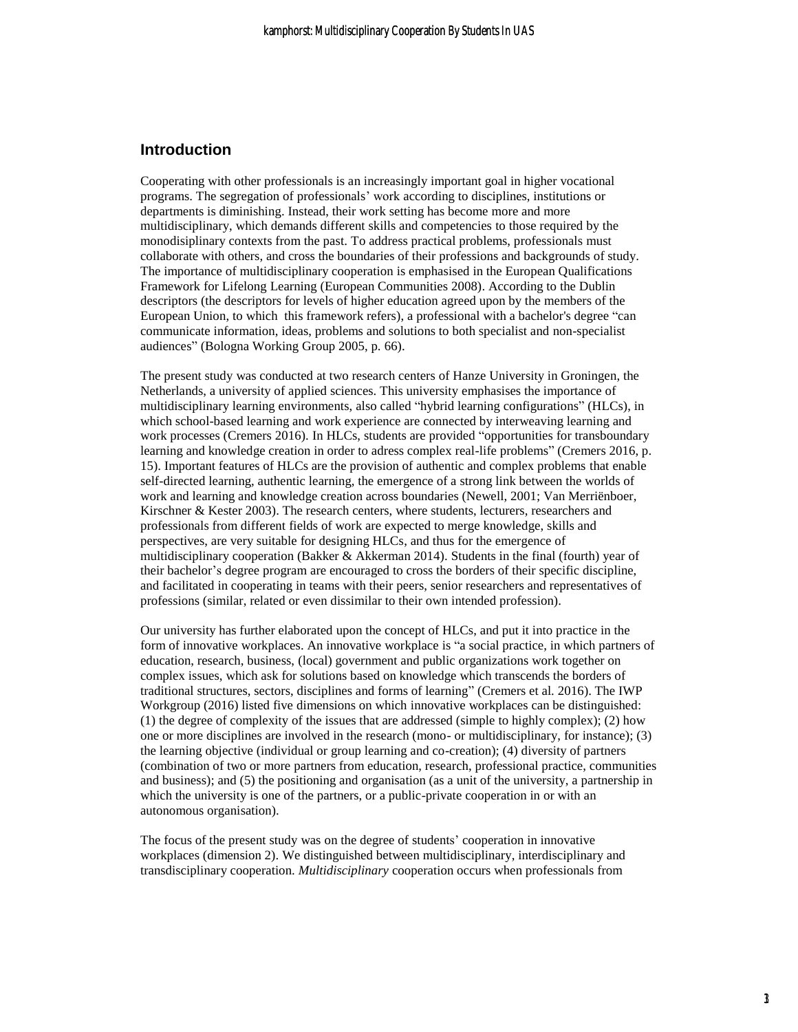## Introduction

Cooperating with other professionals is an increasingly important goal in higher vocational programs. The segregation of professionals' work according to disciplines, institutions or departments is diminishing. Instead, their work setting has become more and more multidisciplinary, which demands different skills and competencies to those required by the monodisiplinary contexts from the past. To address practical problems, professionals must collaborate with others, and cross the boundaries of their professions and backgrounds of study. The importance of multidisciplinary cooperation is emphasised in the European Qualifications Framework for Lifelong Learning (European Communities 2008). According to the Dublin descriptors (the descriptors for levels of higher education agreed upon by the members of the European Union, to which this framework refers), a professional with a bachelor's degree "can communicate information, ideas, problems and solutions to both specialist and non-specialist audiences" (Bologna Working Group 2005, p. 66).

The present study was conducted at two research centers of Hanze University in Groningen, the Netherlands, a university of applied sciences. This university emphasises the importance of multidisciplinary learning environments, also called "hybrid learning configurations" (HLCs), in which school-based learning and work experience are connected by interweaving learning and work processes (Cremers 2016). In HLCs, students are provided "opportunities for transboundary learning and knowledge creation in order to adress complex real-life problems" (Cremers 2016, p. 15). Important features of HLCs are the provision of authentic and complex problems that enable self-directed learning, authentic learning, the emergence of a strong link between the worlds of work and learning and knowledge creation across boundaries (Newell, 2001; Van Merriënboer, Kirschner & Kester 2003). The research centers, where students, lecturers, researchers and professionals from different fields of work are expected to merge knowledge, skills and perspectives, are very suitable for designing HLCs, and thus for the emergence of multidisciplinary cooperation (Bakker & Akkerman 2014). Students in the final (fourth) year of their bachelor's degree program are encouraged to cross the borders of their specific discipline, and facilitated in cooperating in teams with their peers, senior researchers and representatives of professions (similar, related or even dissimilar to their own intended profession).

Our university has further elaborated upon the concept of HLCs, and put it into practice in the form of innovative workplaces. An innovative workplace is "a social practice, in which partners of education, research, business, (local) government and public organizations work together on complex issues, which ask for solutions based on knowledge which transcends the borders of traditional structures, sectors, disciplines and forms of learning" (Cremers et al. 2016). The IWP Workgroup (2016) listed five dimensions on which innovative workplaces can be distinguished: (1) the degree of complexity of the issues that are addressed (simple to highly complex); (2) how one or more disciplines are involved in the research (mono- or multidisciplinary, for instance); (3) the learning objective (individual or group learning and co-creation); (4) diversity of partners (combination of two or more partners from education, research, professional practice, communities and business); and (5) the positioning and organisation (as a unit of the university, a partnership in which the university is one of the partners, or a public-private cooperation in or with an autonomous organisation).

The focus of the present study was on the degree of students' cooperation in innovative workplaces (dimension 2). We distinguished between multidisciplinary, interdisciplinary and transdisciplinary cooperation. *Multidisciplinary* cooperation occurs when professionals from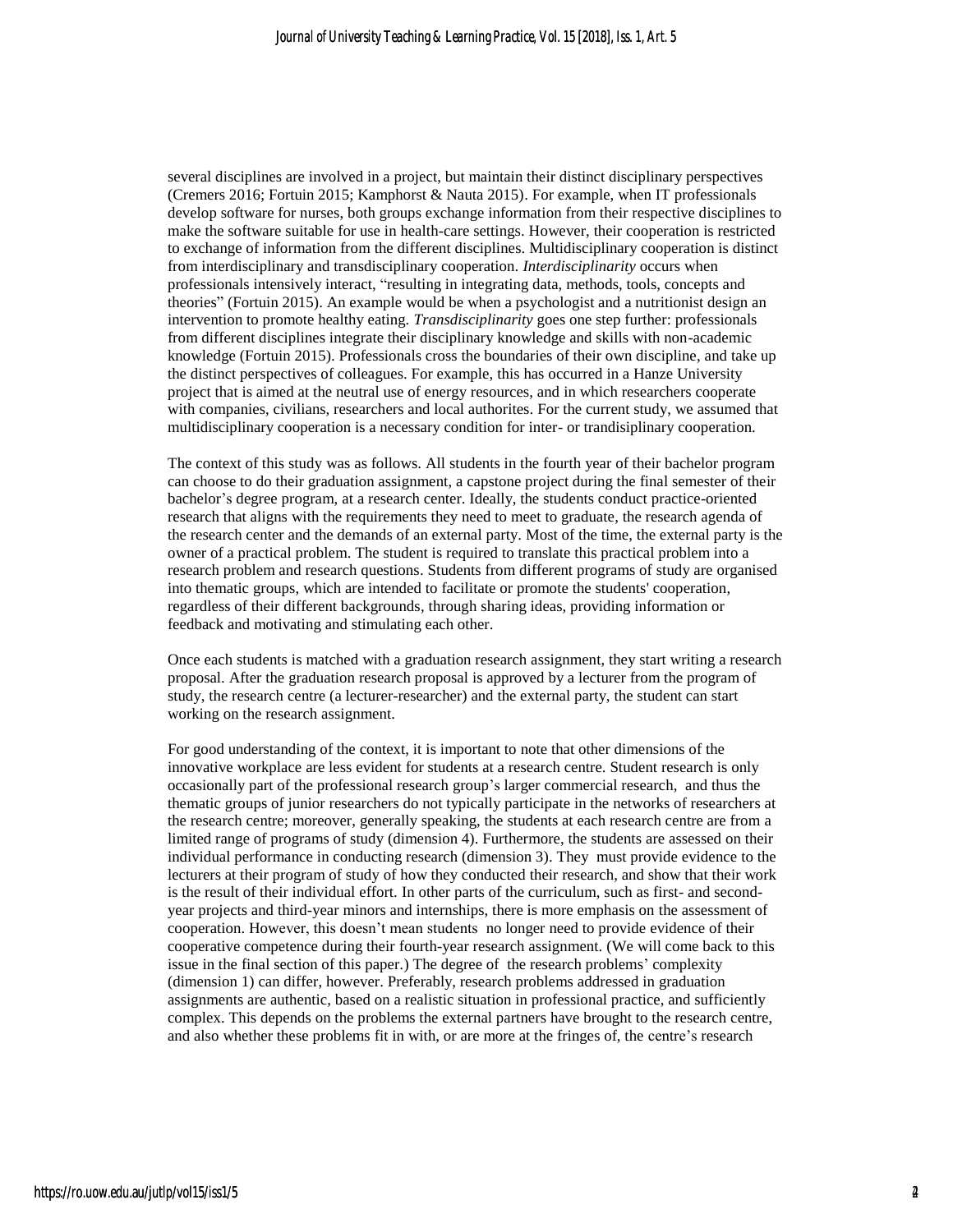several disciplines are involved in a project, but maintain their distinct disciplinary perspectives (Cremers 2016; Fortuin 2015; Kamphorst & Nauta 2015). For example, when IT professionals develop software for nurses, both groups exchange information from their respective disciplines to make the software suitable for use in health-care settings. However, their cooperation is restricted to exchange of information from the different disciplines. Multidisciplinary cooperation is distinct from interdisciplinary and transdisciplinary cooperation. *Interdisciplinarity* occurs when professionals intensively interact, "resulting in integrating data, methods, tools, concepts and theories" (Fortuin 2015). An example would be when a psychologist and a nutritionist design an intervention to promote healthy eating. *Transdisciplinarity* goes one step further: professionals from different disciplines integrate their disciplinary knowledge and skills with non-academic knowledge (Fortuin 2015). Professionals cross the boundaries of their own discipline, and take up the distinct perspectives of colleagues. For example, this has occurred in a Hanze University project that is aimed at the neutral use of energy resources, and in which researchers cooperate with companies, civilians, researchers and local authorites. For the current study, we assumed that multidisciplinary cooperation is a necessary condition for inter- or trandisiplinary cooperation.

The context of this study was as follows. All students in the fourth year of their bachelor program can choose to do their graduation assignment, a capstone project during the final semester of their bachelor's degree program, at a research center. Ideally, the students conduct practice-oriented research that aligns with the requirements they need to meet to graduate, the research agenda of the research center and the demands of an external party. Most of the time, the external party is the owner of a practical problem. The student is required to translate this practical problem into a research problem and research questions. Students from different programs of study are organised into thematic groups, which are intended to facilitate or promote the students' cooperation, regardless of their different backgrounds, through sharing ideas, providing information or feedback and motivating and stimulating each other.

Once each students is matched with a graduation research assignment, they start writing a research proposal. After the graduation research proposal is approved by a lecturer from the program of study, the research centre (a lecturer-researcher) and the external party, the student can start working on the research assignment.

For good understanding of the context, it is important to note that other dimensions of the innovative workplace are less evident for students at a research centre. Student research is only occasionally part of the professional research group's larger commercial research, and thus the thematic groups of junior researchers do not typically participate in the networks of researchers at the research centre; moreover, generally speaking, the students at each research centre are from a limited range of programs of study (dimension 4). Furthermore, the students are assessed on their individual performance in conducting research (dimension 3). They must provide evidence to the lecturers at their program of study of how they conducted their research, and show that their work is the result of their individual effort. In other parts of the curriculum, such as first- and second-year projects and third-year minors and internships, there is more emphasis on the assessment of cooperation. However, this doesn't mean students no longer need to provide evidence of their cooperative competence during their fourth-year research assignment. (We will come back to this issue in the final section of this paper.) The degree of the research problems' complexity (dimension 1) can differ, however. Preferably, research problems addressed in graduation assignments are authentic, based on a realistic situation in professional practice, and sufficiently complex. This depends on the problems the external partners have brought to the research centre, and also whether these problems fit in with, or are more at the fringes of, the centre's research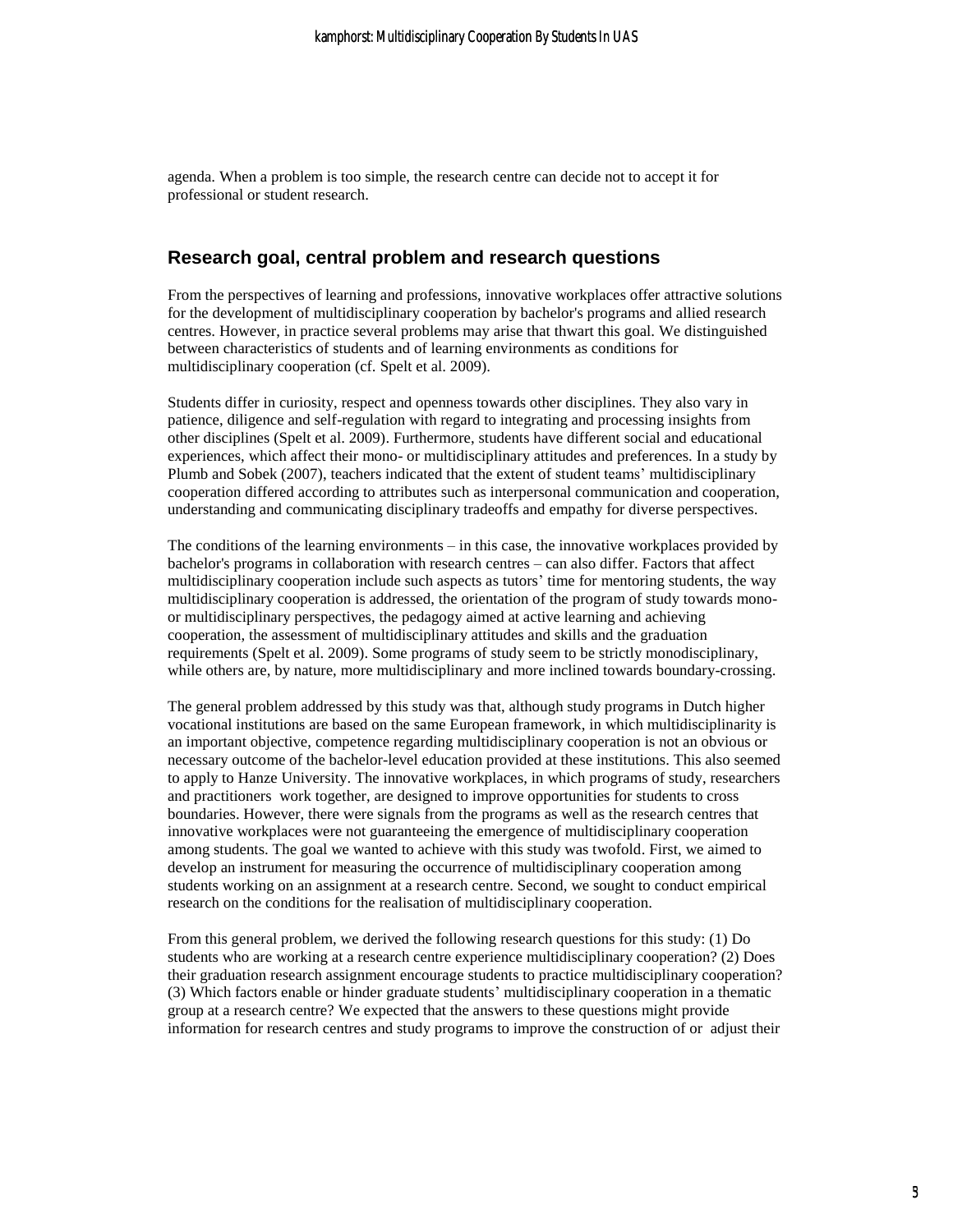agenda. When a problem is too simple, the research centre can decide not to accept it for professional or student research.

## Research goal, central problem and research questions

From the perspectives of learning and professions, innovative workplaces offer attractive solutions for the development of multidisciplinary cooperation by bachelor's programs and allied research centres. However, in practice several problems may arise that thwart this goal. We distinguished between characteristics of students and of learning environments as conditions for multidisciplinary cooperation (cf. Spelt et al. 2009).

Students differ in curiosity, respect and openness towards other disciplines. They also vary in patience, diligence and self-regulation with regard to integrating and processing insights from other disciplines (Spelt et al. 2009). Furthermore, students have different social and educational experiences, which affect their mono- or multidisciplinary attitudes and preferences. In a study by Plumb and Sobek (2007), teachers indicated that the extent of student teams' multidisciplinary cooperation differed according to attributes such as interpersonal communication and cooperation, understanding and communicating disciplinary tradeoffs and empathy for diverse perspectives.

The conditions of the learning environments – in this case, the innovative workplaces provided by bachelor's programs in collaboration with research centres – can also differ. Factors that affect multidisciplinary cooperation include such aspects as tutors' time for mentoring students, the way multidisciplinary cooperation is addressed, the orientation of the program of study towards mono- or multidisciplinary perspectives, the pedagogy aimed at active learning and achieving cooperation, the assessment of multidisciplinary attitudes and skills and the graduation requirements (Spelt et al. 2009). Some programs of study seem to be strictly monodisciplinary, while others are, by nature, more multidisciplinary and more inclined towards boundary-crossing.

The general problem addressed by this study was that, although study programs in Dutch higher vocational institutions are based on the same European framework, in which multidisciplinarity is an important objective, competence regarding multidisciplinary cooperation is not an obvious or necessary outcome of the bachelor-level education provided at these institutions. This also seemed to apply to Hanze University. The innovative workplaces, in which programs of study, researchers and practitioners work together, are designed to improve opportunities for students to cross boundaries. However, there were signals from the programs as well as the research centres that innovative workplaces were not guaranteeing the emergence of multidisciplinary cooperation among students. The goal we wanted to achieve with this study was twofold. First, we aimed to develop an instrument for measuring the occurrence of multidisciplinary cooperation among students working on an assignment at a research centre. Second, we sought to conduct empirical research on the conditions for the realisation of multidisciplinary cooperation.

From this general problem, we derived the following research questions for this study: (1) Do students who are working at a research centre experience multidisciplinary cooperation? (2) Does their graduation research assignment encourage students to practice multidisciplinary cooperation? (3) Which factors enable or hinder graduate students' multidisciplinary cooperation in a thematic group at a research centre? We expected that the answers to these questions might provide information for research centres and study programs to improve the construction of or adjust their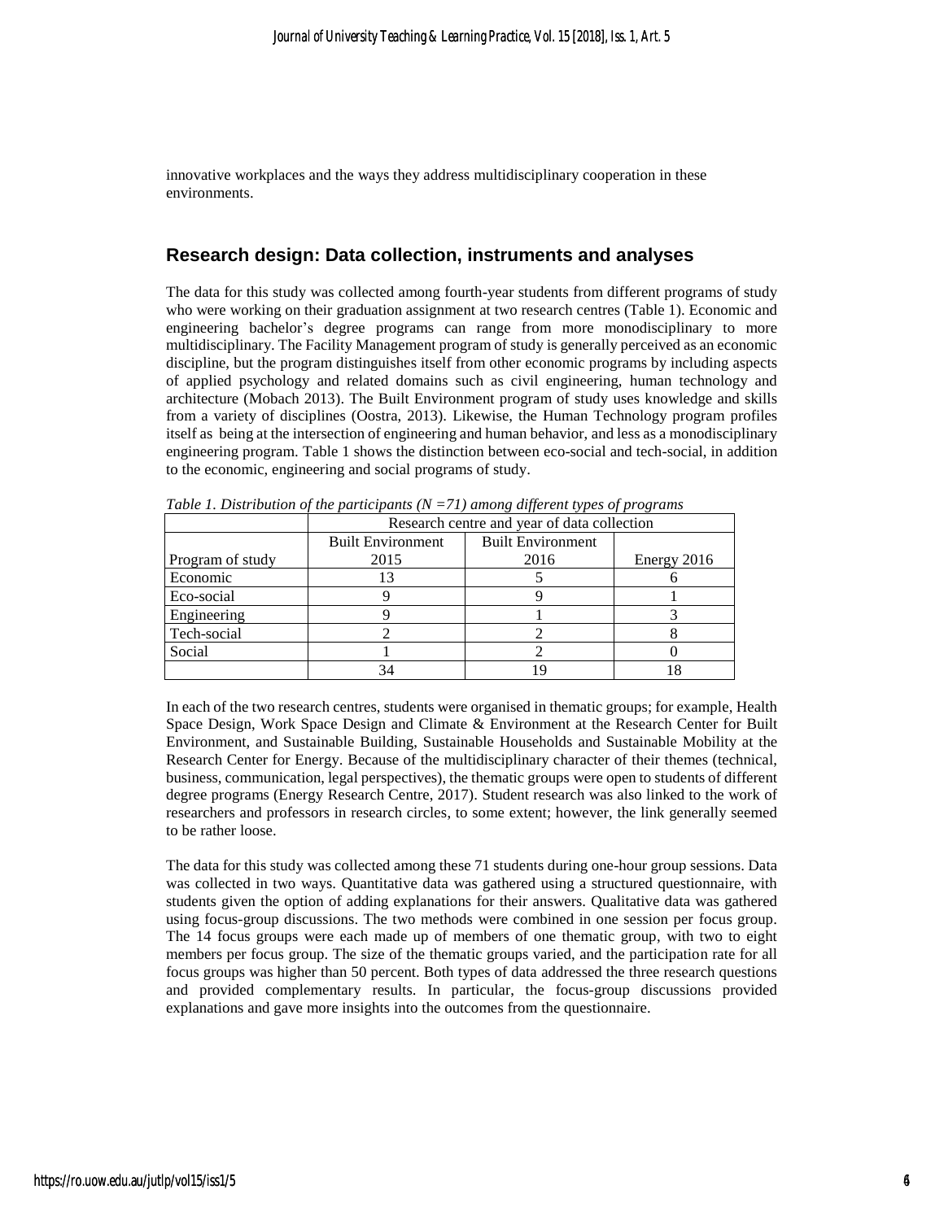innovative workplaces and the ways they address multidisciplinary cooperation in these environments.

## Research design: Data collection, instruments and analyses

The data for this study was collected among fourth-year students from different programs of study who were working on their graduation assignment at two research centres (Table 1). Economic and engineering bachelor's degree programs can range from more monodisciplinary to more multidisciplinary. The Facility Management program of study is generally perceived as an economic discipline, but the program distinguishes itself from other economic programs by including aspects of applied psychology and related domains such as civil engineering, human technology and architecture (Mobach 2013). The Built Environment program of study uses knowledge and skills from a variety of disciplines (Oostra, 2013). Likewise, the Human Technology program profiles itself as being at the intersection of engineering and human behavior, and less as a monodisciplinary engineering program. Table 1 shows the distinction between eco-social and tech-social, in addition to the economic, engineering and social programs of study.

*Table 1. Distribution of the participants (N =71) among different types of programs*

| | Research centre and year of data collection | | |
|---|---|---|---|
| Program of study | Built Environment 2015 | Built Environment 2016 | Energy 2016 |
| Economic | 13 | 5 | 6 |
| Eco-social | 9 | 9 | 1 |
| Engineering | 9 | 1 | 3 |
| Tech-social | 2 | 2 | 8 |
| Social | 1 | 2 | 0 |
| | 34 | 19 | 18 |

In each of the two research centres, students were organised in thematic groups; for example, Health Space Design, Work Space Design and Climate & Environment at the Research Center for Built Environment, and Sustainable Building, Sustainable Households and Sustainable Mobility at the Research Center for Energy. Because of the multidisciplinary character of their themes (technical, business, communication, legal perspectives), the thematic groups were open to students of different degree programs (Energy Research Centre, 2017). Student research was also linked to the work of researchers and professors in research circles, to some extent; however, the link generally seemed to be rather loose.

The data for this study was collected among these 71 students during one-hour group sessions. Data was collected in two ways. Quantitative data was gathered using a structured questionnaire, with students given the option of adding explanations for their answers. Qualitative data was gathered using focus-group discussions. The two methods were combined in one session per focus group. The 14 focus groups were each made up of members of one thematic group, with two to eight members per focus group. The size of the thematic groups varied, and the participation rate for all focus groups was higher than 50 percent. Both types of data addressed the three research questions and provided complementary results. In particular, the focus-group discussions provided explanations and gave more insights into the outcomes from the questionnaire.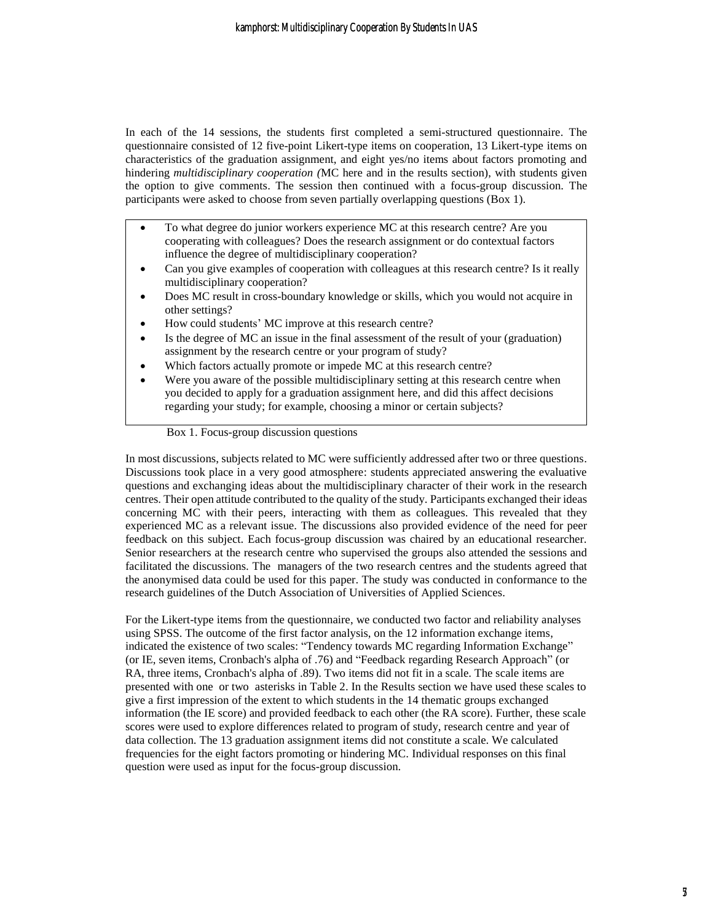In each of the 14 sessions, the students first completed a semi-structured questionnaire. The questionnaire consisted of 12 five-point Likert-type items on cooperation, 13 Likert-type items on characteristics of the graduation assignment, and eight yes/no items about factors promoting and hindering *multidisciplinary cooperation (*MC here and in the results section), with students given the option to give comments. The session then continued with a focus-group discussion. The participants were asked to choose from seven partially overlapping questions (Box 1).

- To what degree do junior workers experience MC at this research centre? Are you cooperating with colleagues? Does the research assignment or do contextual factors influence the degree of multidisciplinary cooperation?
- Can you give examples of cooperation with colleagues at this research centre? Is it really multidisciplinary cooperation?
- Does MC result in cross-boundary knowledge or skills, which you would not acquire in other settings?
- How could students' MC improve at this research centre?
- Is the degree of MC an issue in the final assessment of the result of your (graduation) assignment by the research centre or your program of study?
- Which factors actually promote or impede MC at this research centre?
- Were you aware of the possible multidisciplinary setting at this research centre when you decided to apply for a graduation assignment here, and did this affect decisions regarding your study; for example, choosing a minor or certain subjects?

Box 1. Focus-group discussion questions

In most discussions, subjects related to MC were sufficiently addressed after two or three questions. Discussions took place in a very good atmosphere: students appreciated answering the evaluative questions and exchanging ideas about the multidisciplinary character of their work in the research centres. Their open attitude contributed to the quality of the study. Participants exchanged their ideas concerning MC with their peers, interacting with them as colleagues. This revealed that they experienced MC as a relevant issue. The discussions also provided evidence of the need for peer feedback on this subject. Each focus-group discussion was chaired by an educational researcher. Senior researchers at the research centre who supervised the groups also attended the sessions and facilitated the discussions. The managers of the two research centres and the students agreed that the anonymised data could be used for this paper. The study was conducted in conformance to the research guidelines of the Dutch Association of Universities of Applied Sciences.

For the Likert-type items from the questionnaire, we conducted two factor and reliability analyses using SPSS. The outcome of the first factor analysis, on the 12 information exchange items, indicated the existence of two scales: "Tendency towards MC regarding Information Exchange" (or IE, seven items, Cronbach's alpha of .76) and "Feedback regarding Research Approach" (or RA, three items, Cronbach's alpha of .89). Two items did not fit in a scale. The scale items are presented with one or two asterisks in Table 2. In the Results section we have used these scales to give a first impression of the extent to which students in the 14 thematic groups exchanged information (the IE score) and provided feedback to each other (the RA score). Further, these scale scores were used to explore differences related to program of study, research centre and year of data collection. The 13 graduation assignment items did not constitute a scale. We calculated frequencies for the eight factors promoting or hindering MC. Individual responses on this final question were used as input for the focus-group discussion.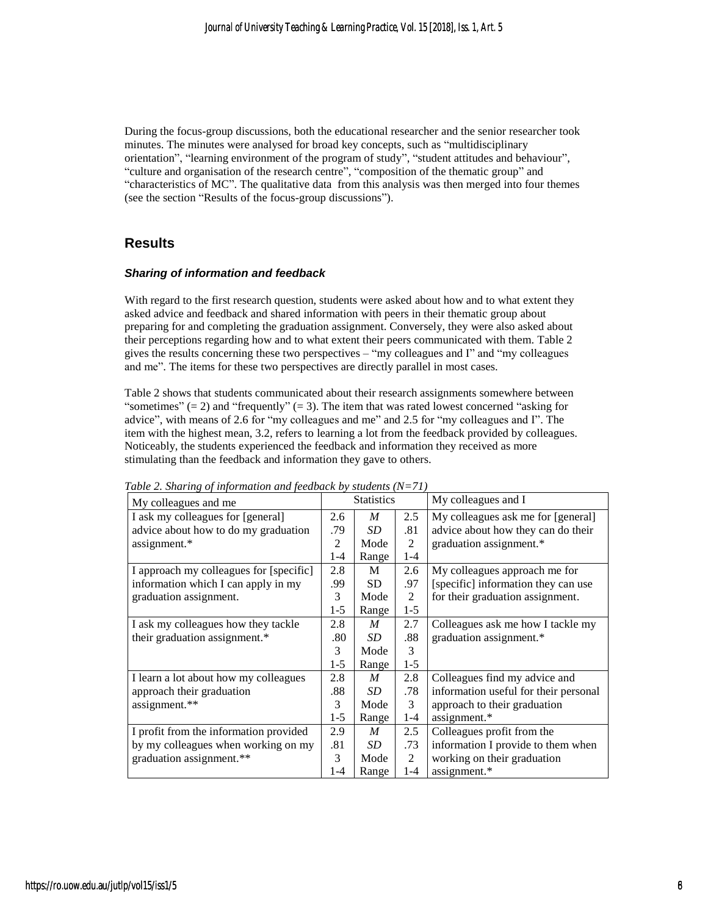During the focus-group discussions, both the educational researcher and the senior researcher took minutes. The minutes were analysed for broad key concepts, such as "multidisciplinary orientation", "learning environment of the program of study", "student attitudes and behaviour", "culture and organisation of the research centre", "composition of the thematic group" and "characteristics of MC". The qualitative data from this analysis was then merged into four themes (see the section "Results of the focus-group discussions").

## Results

### *Sharing of information and feedback*

With regard to the first research question, students were asked about how and to what extent they asked advice and feedback and shared information with peers in their thematic group about preparing for and completing the graduation assignment. Conversely, they were also asked about their perceptions regarding how and to what extent their peers communicated with them. Table 2 gives the results concerning these two perspectives – "my colleagues and I" and "my colleagues and me". The items for these two perspectives are directly parallel in most cases.

Table 2 shows that students communicated about their research assignments somewhere between "sometimes" (= 2) and "frequently" (= 3). The item that was rated lowest concerned "asking for advice", with means of 2.6 for "my colleagues and me" and 2.5 for "my colleagues and I". The item with the highest mean, 3.2, refers to learning a lot from the feedback provided by colleagues. Noticeably, the students experienced the feedback and information they received as more stimulating than the feedback and information they gave to others.

*Table 2. Sharing of information and feedback by students (N=71)*

| My colleagues and me | | Statistics | | My colleagues and I |
|---|---|---|---|---|
| I ask my colleagues for [general] advice about how to do my graduation assignment.* | 2.6<br>.79<br>2<br>1-4 | *M*<br>*SD*<br>Mode<br>Range | 2.5<br>.81<br>2<br>1-4 | My colleagues ask me for [general] advice about how they can do their graduation assignment.* |
| I approach my colleagues for [specific] information which I can apply in my graduation assignment. | 2.8<br>.99<br>3<br>1-5 | M<br>SD<br>Mode<br>Range | 2.6<br>.97<br>2<br>1-5 | My colleagues approach me for [specific] information they can use for their graduation assignment. |
| I ask my colleagues how they tackle their graduation assignment.* | 2.8<br>.80<br>3<br>1-5 | *M*<br>*SD*<br>Mode<br>Range | 2.7<br>.88<br>3<br>1-5 | Colleagues ask me how I tackle my graduation assignment.* |
| I learn a lot about how my colleagues approach their graduation assignment.** | 2.8<br>.88<br>3<br>1-5 | *M*<br>*SD*<br>Mode<br>Range | 2.8<br>.78<br>3<br>1-4 | Colleagues find my advice and information useful for their personal approach to their graduation assignment.* |
| I profit from the information provided by my colleagues when working on my graduation assignment.** | 2.9<br>.81<br>3<br>1-4 | *M*<br>*SD*<br>Mode<br>Range | 2.5<br>.73<br>2<br>1-4 | Colleagues profit from the information I provide to them when working on their graduation assignment.* |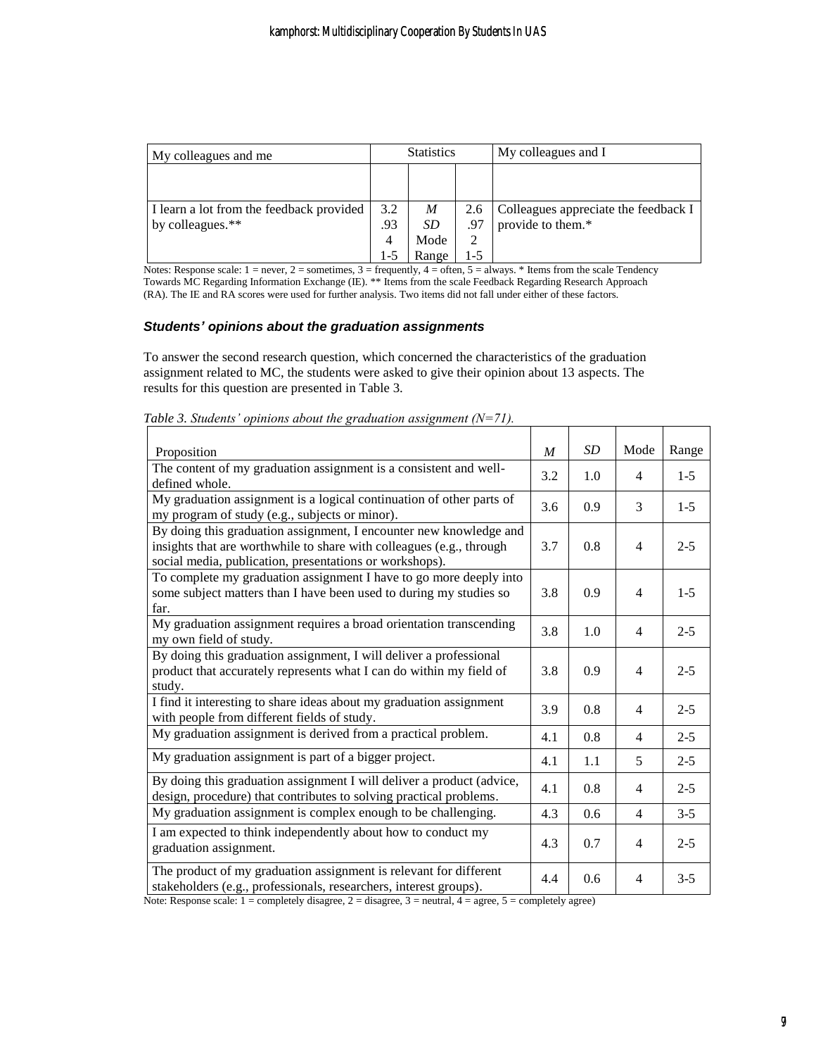| My colleagues and me | Statistics | | | My colleagues and I |
|---|---|---|---|---|
| | | | | |
| I learn a lot from the feedback provided by colleagues.** | 3.2<br>.93<br>4<br>1-5 | *M*<br>*SD*<br>Mode<br>Range | 2.6<br>.97<br>2<br>1-5 | Colleagues appreciate the feedback I provide to them.* |

Notes: Response scale: 1 = never, 2 = sometimes, 3 = frequently, 4 = often, 5 = always. * Items from the scale Tendency Towards MC Regarding Information Exchange (IE). ** Items from the scale Feedback Regarding Research Approach (RA). The IE and RA scores were used for further analysis. Two items did not fall under either of these factors.

### *Students' opinions about the graduation assignments*

To answer the second research question, which concerned the characteristics of the graduation assignment related to MC, the students were asked to give their opinion about 13 aspects. The results for this question are presented in Table 3.

*Table 3. Students' opinions about the graduation assignment (N=71).*

| Proposition | *M* | *SD* | Mode | Range |
|---|---|---|---|---|
| The content of my graduation assignment is a consistent and well-defined whole. | 3.2 | 1.0 | 4 | 1-5 |
| My graduation assignment is a logical continuation of other parts of my program of study (e.g., subjects or minor). | 3.6 | 0.9 | 3 | 1-5 |
| By doing this graduation assignment, I encounter new knowledge and insights that are worthwhile to share with colleagues (e.g., through social media, publication, presentations or workshops). | 3.7 | 0.8 | 4 | 2-5 |
| To complete my graduation assignment I have to go more deeply into some subject matters than I have been used to during my studies so far. | 3.8 | 0.9 | 4 | 1-5 |
| My graduation assignment requires a broad orientation transcending my own field of study. | 3.8 | 1.0 | 4 | 2-5 |
| By doing this graduation assignment, I will deliver a professional product that accurately represents what I can do within my field of study. | 3.8 | 0.9 | 4 | 2-5 |
| I find it interesting to share ideas about my graduation assignment with people from different fields of study. | 3.9 | 0.8 | 4 | 2-5 |
| My graduation assignment is derived from a practical problem. | 4.1 | 0.8 | 4 | 2-5 |
| My graduation assignment is part of a bigger project. | 4.1 | 1.1 | 5 | 2-5 |
| By doing this graduation assignment I will deliver a product (advice, design, procedure) that contributes to solving practical problems. | 4.1 | 0.8 | 4 | 2-5 |
| My graduation assignment is complex enough to be challenging. | 4.3 | 0.6 | 4 | 3-5 |
| I am expected to think independently about how to conduct my graduation assignment. | 4.3 | 0.7 | 4 | 2-5 |
| The product of my graduation assignment is relevant for different stakeholders (e.g., professionals, researchers, interest groups). | 4.4 | 0.6 | 4 | 3-5 |

Note: Response scale: 1 = completely disagree, 2 = disagree, 3 = neutral, 4 = agree, 5 = completely agree)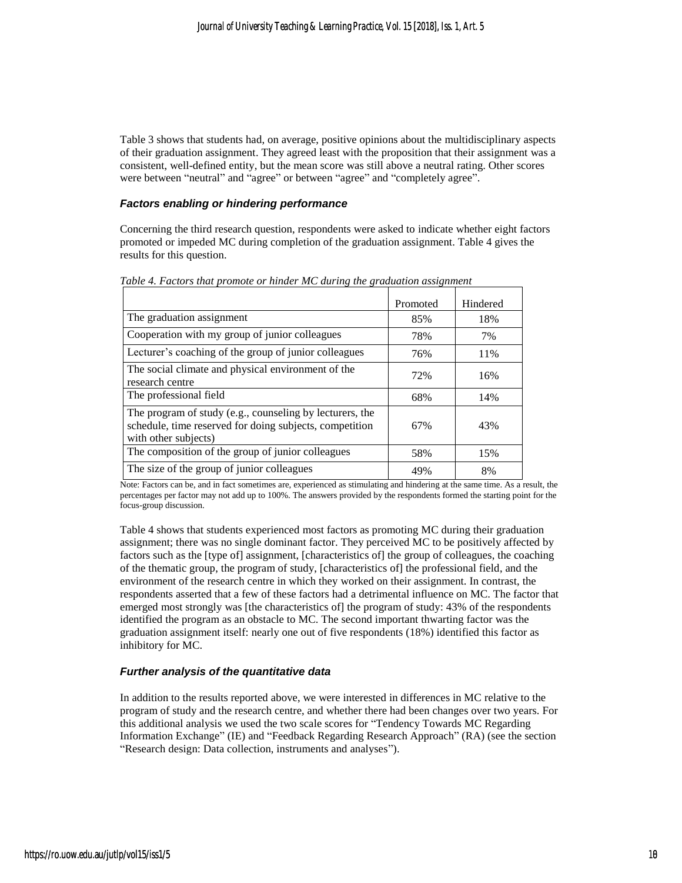Table 3 shows that students had, on average, positive opinions about the multidisciplinary aspects of their graduation assignment. They agreed least with the proposition that their assignment was a consistent, well-defined entity, but the mean score was still above a neutral rating. Other scores were between "neutral" and "agree" or between "agree" and "completely agree".

### *Factors enabling or hindering performance*

Concerning the third research question, respondents were asked to indicate whether eight factors promoted or impeded MC during completion of the graduation assignment. Table 4 gives the results for this question.

*Table 4. Factors that promote or hinder MC during the graduation assignment*

| | Promoted | Hindered |
|---|---|---|
| The graduation assignment | 85% | 18% |
| Cooperation with my group of junior colleagues | 78% | 7% |
| Lecturer's coaching of the group of junior colleagues | 76% | 11% |
| The social climate and physical environment of the research centre | 72% | 16% |
| The professional field | 68% | 14% |
| The program of study (e.g., counseling by lecturers, the schedule, time reserved for doing subjects, competition with other subjects) | 67% | 43% |
| The composition of the group of junior colleagues | 58% | 15% |
| The size of the group of junior colleagues | 49% | 8% |

Note: Factors can be, and in fact sometimes are, experienced as stimulating and hindering at the same time. As a result, the percentages per factor may not add up to 100%. The answers provided by the respondents formed the starting point for the focus-group discussion.

Table 4 shows that students experienced most factors as promoting MC during their graduation assignment; there was no single dominant factor. They perceived MC to be positively affected by factors such as the [type of] assignment, [characteristics of] the group of colleagues, the coaching of the thematic group, the program of study, [characteristics of] the professional field, and the environment of the research centre in which they worked on their assignment. In contrast, the respondents asserted that a few of these factors had a detrimental influence on MC. The factor that emerged most strongly was [the characteristics of] the program of study: 43% of the respondents identified the program as an obstacle to MC. The second important thwarting factor was the graduation assignment itself: nearly one out of five respondents (18%) identified this factor as inhibitory for MC.

### *Further analysis of the quantitative data*

In addition to the results reported above, we were interested in differences in MC relative to the program of study and the research centre, and whether there had been changes over two years. For this additional analysis we used the two scale scores for "Tendency Towards MC Regarding Information Exchange" (IE) and "Feedback Regarding Research Approach" (RA) (see the section "Research design: Data collection, instruments and analyses").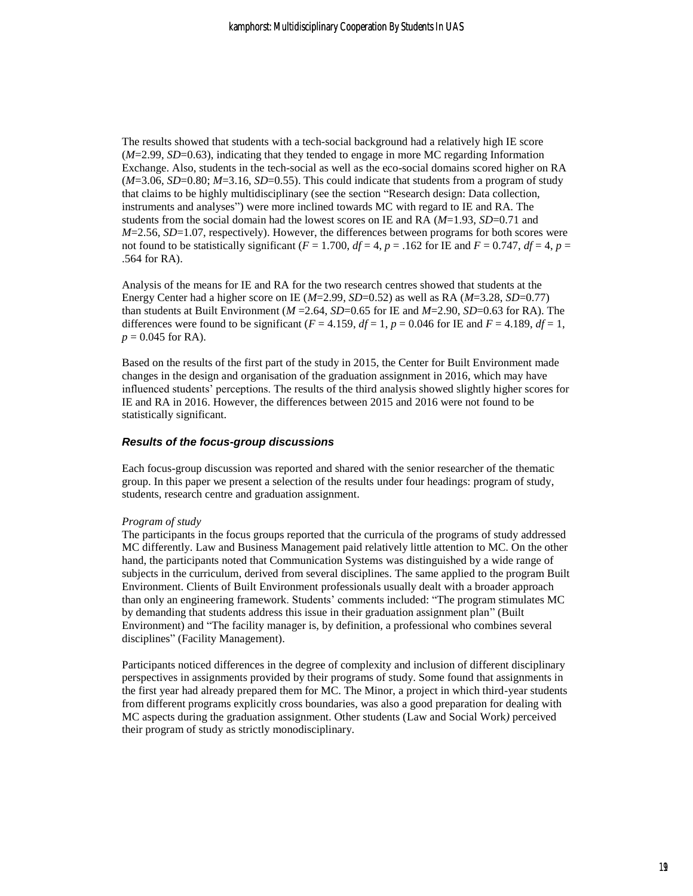The results showed that students with a tech-social background had a relatively high IE score ($M$=2.99, $SD$=0.63), indicating that they tended to engage in more MC regarding Information Exchange. Also, students in the tech-social as well as the eco-social domains scored higher on RA ($M$=3.06, $SD$=0.80; $M$=3.16, $SD$=0.55). This could indicate that students from a program of study that claims to be highly multidisciplinary (see the section "Research design: Data collection, instruments and analyses") were more inclined towards MC with regard to IE and RA. The students from the social domain had the lowest scores on IE and RA ($M$=1.93, $SD$=0.71 and $M$=2.56, $SD$=1.07, respectively). However, the differences between programs for both scores were not found to be statistically significant ($F$ = 1.700, $df$ = 4, $p$ = .162 for IE and $F$ = 0.747, $df$ = 4, $p$ = .564 for RA).

Analysis of the means for IE and RA for the two research centres showed that students at the Energy Center had a higher score on IE ($M$=2.99, $SD$=0.52) as well as RA ($M$=3.28, $SD$=0.77) than students at Built Environment ($M$ =2.64, $SD$=0.65 for IE and $M$=2.90, $SD$=0.63 for RA). The differences were found to be significant ($F$ = 4.159, $df$ = 1, $p$ = 0.046 for IE and $F$ = 4.189, $df$ = 1, $p$ = 0.045 for RA).

Based on the results of the first part of the study in 2015, the Center for Built Environment made changes in the design and organisation of the graduation assignment in 2016, which may have influenced students' perceptions. The results of the third analysis showed slightly higher scores for IE and RA in 2016. However, the differences between 2015 and 2016 were not found to be statistically significant.

### *Results of the focus-group discussions*

Each focus-group discussion was reported and shared with the senior researcher of the thematic group. In this paper we present a selection of the results under four headings: program of study, students, research centre and graduation assignment.

*Program of study*

The participants in the focus groups reported that the curricula of the programs of study addressed MC differently. Law and Business Management paid relatively little attention to MC. On the other hand, the participants noted that Communication Systems was distinguished by a wide range of subjects in the curriculum, derived from several disciplines. The same applied to the program Built Environment. Clients of Built Environment professionals usually dealt with a broader approach than only an engineering framework. Students' comments included: "The program stimulates MC by demanding that students address this issue in their graduation assignment plan" (Built Environment) and "The facility manager is, by definition, a professional who combines several disciplines" (Facility Management).

Participants noticed differences in the degree of complexity and inclusion of different disciplinary perspectives in assignments provided by their programs of study. Some found that assignments in the first year had already prepared them for MC. The Minor, a project in which third-year students from different programs explicitly cross boundaries, was also a good preparation for dealing with MC aspects during the graduation assignment. Other students (Law and Social Work) perceived their program of study as strictly monodisciplinary.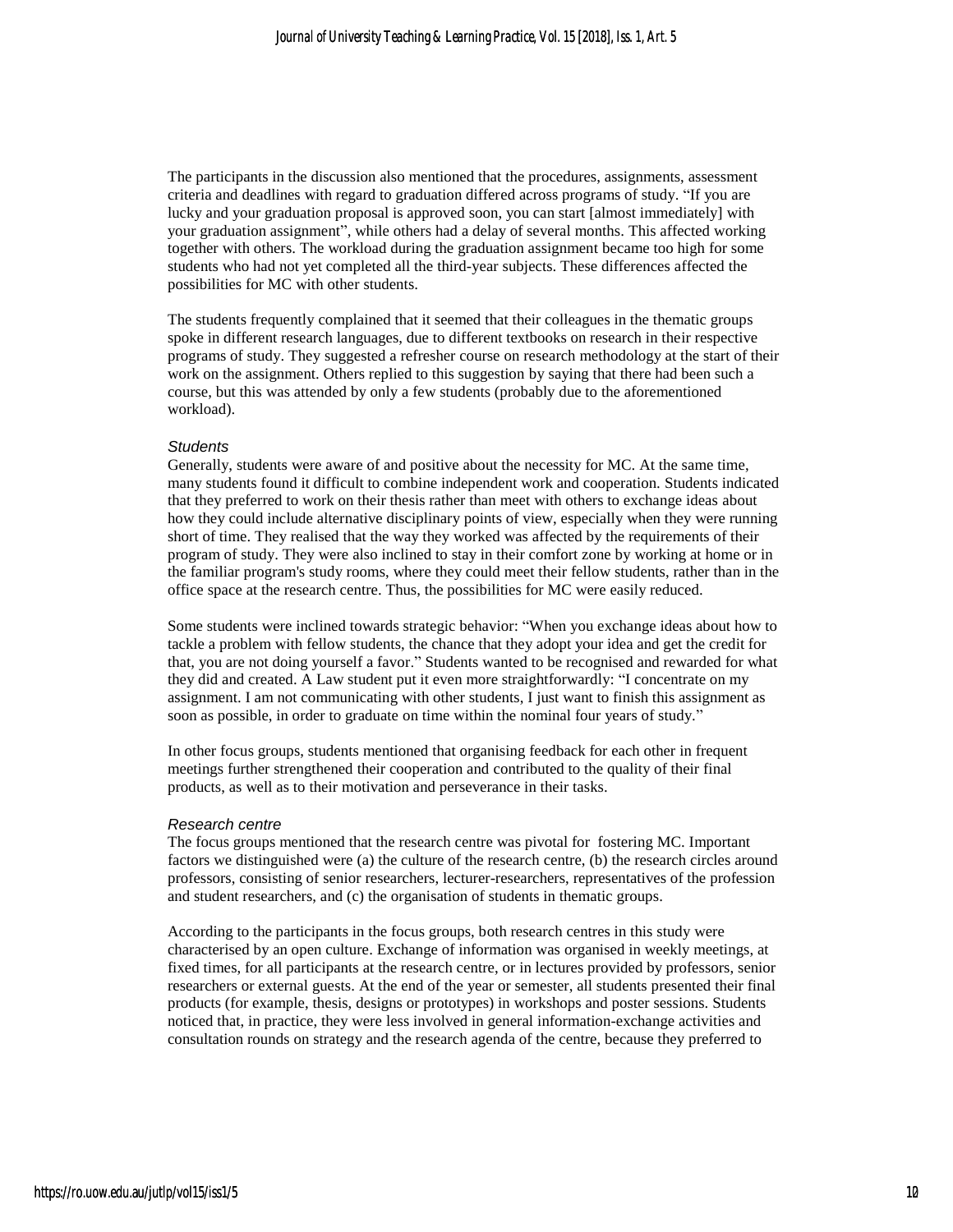The participants in the discussion also mentioned that the procedures, assignments, assessment criteria and deadlines with regard to graduation differed across programs of study. "If you are lucky and your graduation proposal is approved soon, you can start [almost immediately] with your graduation assignment", while others had a delay of several months. This affected working together with others. The workload during the graduation assignment became too high for some students who had not yet completed all the third-year subjects. These differences affected the possibilities for MC with other students.

The students frequently complained that it seemed that their colleagues in the thematic groups spoke in different research languages, due to different textbooks on research in their respective programs of study. They suggested a refresher course on research methodology at the start of their work on the assignment. Others replied to this suggestion by saying that there had been such a course, but this was attended by only a few students (probably due to the aforementioned workload).

*Students*

Generally, students were aware of and positive about the necessity for MC. At the same time, many students found it difficult to combine independent work and cooperation. Students indicated that they preferred to work on their thesis rather than meet with others to exchange ideas about how they could include alternative disciplinary points of view, especially when they were running short of time. They realised that the way they worked was affected by the requirements of their program of study. They were also inclined to stay in their comfort zone by working at home or in the familiar program's study rooms, where they could meet their fellow students, rather than in the office space at the research centre. Thus, the possibilities for MC were easily reduced.

Some students were inclined towards strategic behavior: "When you exchange ideas about how to tackle a problem with fellow students, the chance that they adopt your idea and get the credit for that, you are not doing yourself a favor." Students wanted to be recognised and rewarded for what they did and created. A Law student put it even more straightforwardly: "I concentrate on my assignment. I am not communicating with other students, I just want to finish this assignment as soon as possible, in order to graduate on time within the nominal four years of study."

In other focus groups, students mentioned that organising feedback for each other in frequent meetings further strengthened their cooperation and contributed to the quality of their final products, as well as to their motivation and perseverance in their tasks.

*Research centre*

The focus groups mentioned that the research centre was pivotal for fostering MC. Important factors we distinguished were (a) the culture of the research centre, (b) the research circles around professors, consisting of senior researchers, lecturer-researchers, representatives of the profession and student researchers, and (c) the organisation of students in thematic groups.

According to the participants in the focus groups, both research centres in this study were characterised by an open culture. Exchange of information was organised in weekly meetings, at fixed times, for all participants at the research centre, or in lectures provided by professors, senior researchers or external guests. At the end of the year or semester, all students presented their final products (for example, thesis, designs or prototypes) in workshops and poster sessions. Students noticed that, in practice, they were less involved in general information-exchange activities and consultation rounds on strategy and the research agenda of the centre, because they preferred to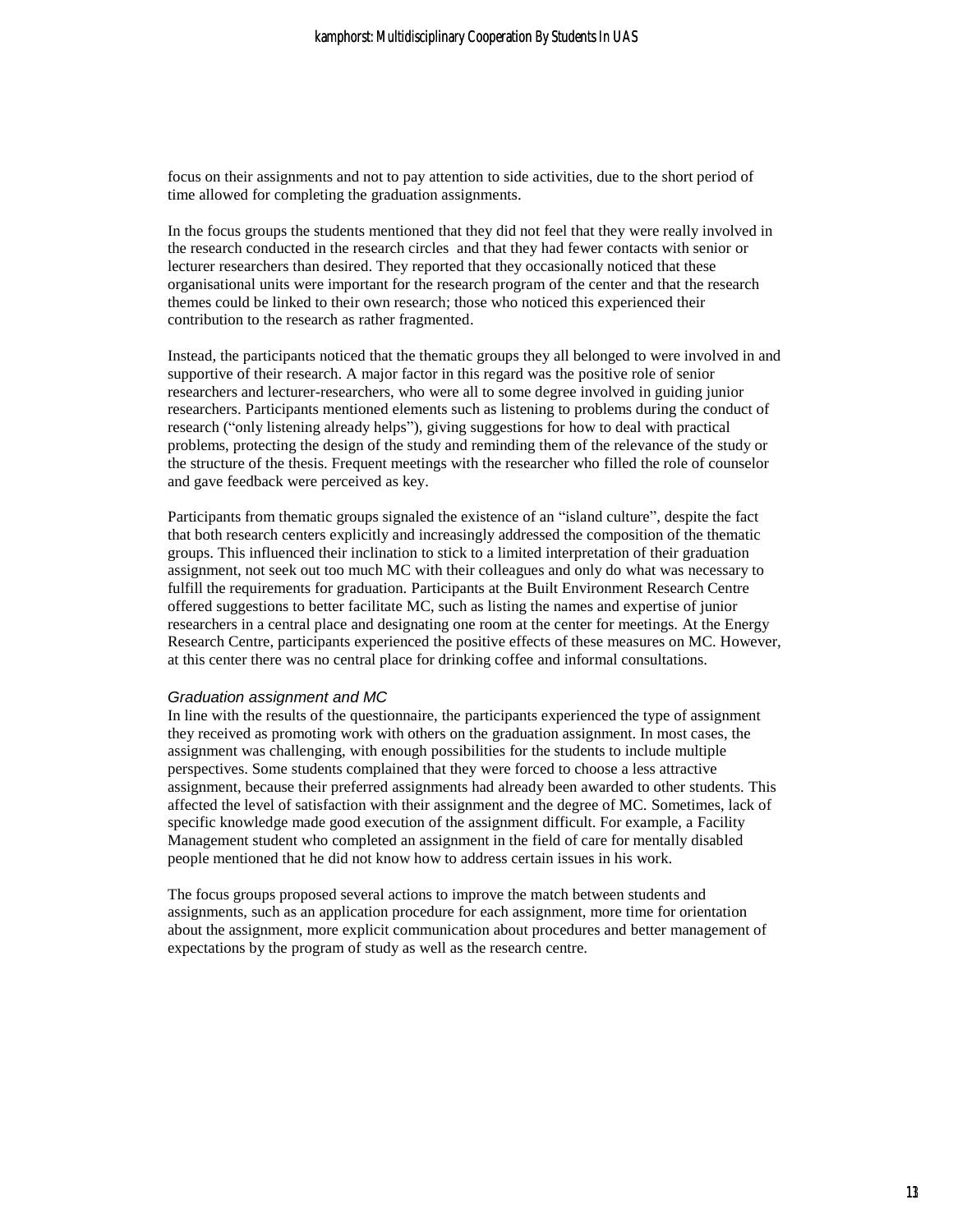focus on their assignments and not to pay attention to side activities, due to the short period of time allowed for completing the graduation assignments.

In the focus groups the students mentioned that they did not feel that they were really involved in the research conducted in the research circles  and that they had fewer contacts with senior or lecturer researchers than desired. They reported that they occasionally noticed that these organisational units were important for the research program of the center and that the research themes could be linked to their own research; those who noticed this experienced their contribution to the research as rather fragmented.

Instead, the participants noticed that the thematic groups they all belonged to were involved in and supportive of their research. A major factor in this regard was the positive role of senior researchers and lecturer-researchers, who were all to some degree involved in guiding junior researchers. Participants mentioned elements such as listening to problems during the conduct of research ("only listening already helps"), giving suggestions for how to deal with practical problems, protecting the design of the study and reminding them of the relevance of the study or the structure of the thesis. Frequent meetings with the researcher who filled the role of counselor and gave feedback were perceived as key.

Participants from thematic groups signaled the existence of an "island culture", despite the fact that both research centers explicitly and increasingly addressed the composition of the thematic groups. This influenced their inclination to stick to a limited interpretation of their graduation assignment, not seek out too much MC with their colleagues and only do what was necessary to fulfill the requirements for graduation. Participants at the Built Environment Research Centre offered suggestions to better facilitate MC, such as listing the names and expertise of junior researchers in a central place and designating one room at the center for meetings. At the Energy Research Centre, participants experienced the positive effects of these measures on MC. However, at this center there was no central place for drinking coffee and informal consultations.

*Graduation assignment and MC*

In line with the results of the questionnaire, the participants experienced the type of assignment they received as promoting work with others on the graduation assignment. In most cases, the assignment was challenging, with enough possibilities for the students to include multiple perspectives. Some students complained that they were forced to choose a less attractive assignment, because their preferred assignments had already been awarded to other students. This affected the level of satisfaction with their assignment and the degree of MC. Sometimes, lack of specific knowledge made good execution of the assignment difficult. For example, a Facility Management student who completed an assignment in the field of care for mentally disabled people mentioned that he did not know how to address certain issues in his work.

The focus groups proposed several actions to improve the match between students and assignments, such as an application procedure for each assignment, more time for orientation about the assignment, more explicit communication about procedures and better management of expectations by the program of study as well as the research centre.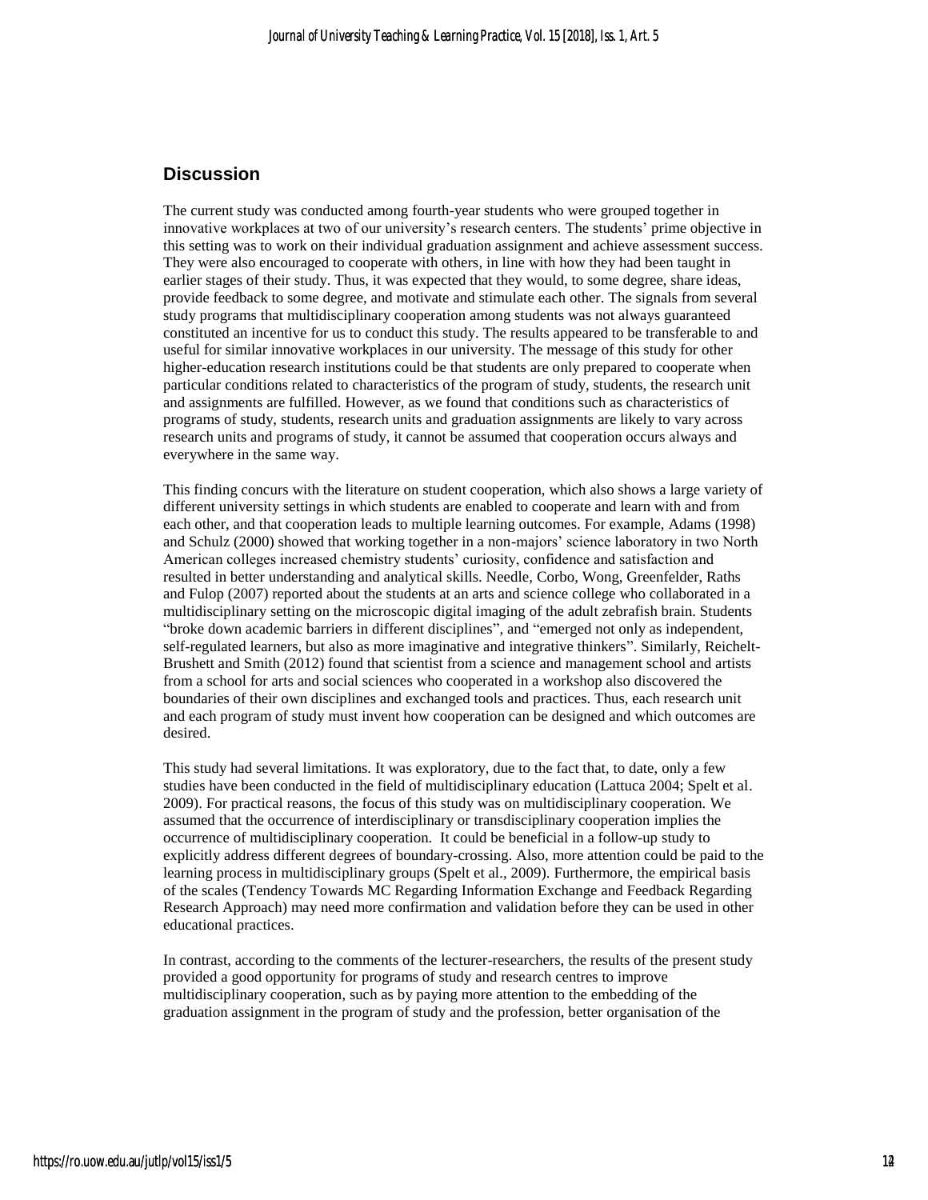## Discussion

The current study was conducted among fourth-year students who were grouped together in innovative workplaces at two of our university's research centers. The students' prime objective in this setting was to work on their individual graduation assignment and achieve assessment success. They were also encouraged to cooperate with others, in line with how they had been taught in earlier stages of their study. Thus, it was expected that they would, to some degree, share ideas, provide feedback to some degree, and motivate and stimulate each other. The signals from several study programs that multidisciplinary cooperation among students was not always guaranteed constituted an incentive for us to conduct this study. The results appeared to be transferable to and useful for similar innovative workplaces in our university. The message of this study for other higher-education research institutions could be that students are only prepared to cooperate when particular conditions related to characteristics of the program of study, students, the research unit and assignments are fulfilled. However, as we found that conditions such as characteristics of programs of study, students, research units and graduation assignments are likely to vary across research units and programs of study, it cannot be assumed that cooperation occurs always and everywhere in the same way.

This finding concurs with the literature on student cooperation, which also shows a large variety of different university settings in which students are enabled to cooperate and learn with and from each other, and that cooperation leads to multiple learning outcomes. For example, Adams (1998) and Schulz (2000) showed that working together in a non-majors' science laboratory in two North American colleges increased chemistry students' curiosity, confidence and satisfaction and resulted in better understanding and analytical skills. Needle, Corbo, Wong, Greenfelder, Raths and Fulop (2007) reported about the students at an arts and science college who collaborated in a multidisciplinary setting on the microscopic digital imaging of the adult zebrafish brain. Students "broke down academic barriers in different disciplines", and "emerged not only as independent, self-regulated learners, but also as more imaginative and integrative thinkers". Similarly, Reichelt-Brushett and Smith (2012) found that scientist from a science and management school and artists from a school for arts and social sciences who cooperated in a workshop also discovered the boundaries of their own disciplines and exchanged tools and practices. Thus, each research unit and each program of study must invent how cooperation can be designed and which outcomes are desired.

This study had several limitations. It was exploratory, due to the fact that, to date, only a few studies have been conducted in the field of multidisciplinary education (Lattuca 2004; Spelt et al. 2009). For practical reasons, the focus of this study was on multidisciplinary cooperation. We assumed that the occurrence of interdisciplinary or transdisciplinary cooperation implies the occurrence of multidisciplinary cooperation. It could be beneficial in a follow-up study to explicitly address different degrees of boundary-crossing. Also, more attention could be paid to the learning process in multidisciplinary groups (Spelt et al., 2009). Furthermore, the empirical basis of the scales (Tendency Towards MC Regarding Information Exchange and Feedback Regarding Research Approach) may need more confirmation and validation before they can be used in other educational practices.

In contrast, according to the comments of the lecturer-researchers, the results of the present study provided a good opportunity for programs of study and research centres to improve multidisciplinary cooperation, such as by paying more attention to the embedding of the graduation assignment in the program of study and the profession, better organisation of the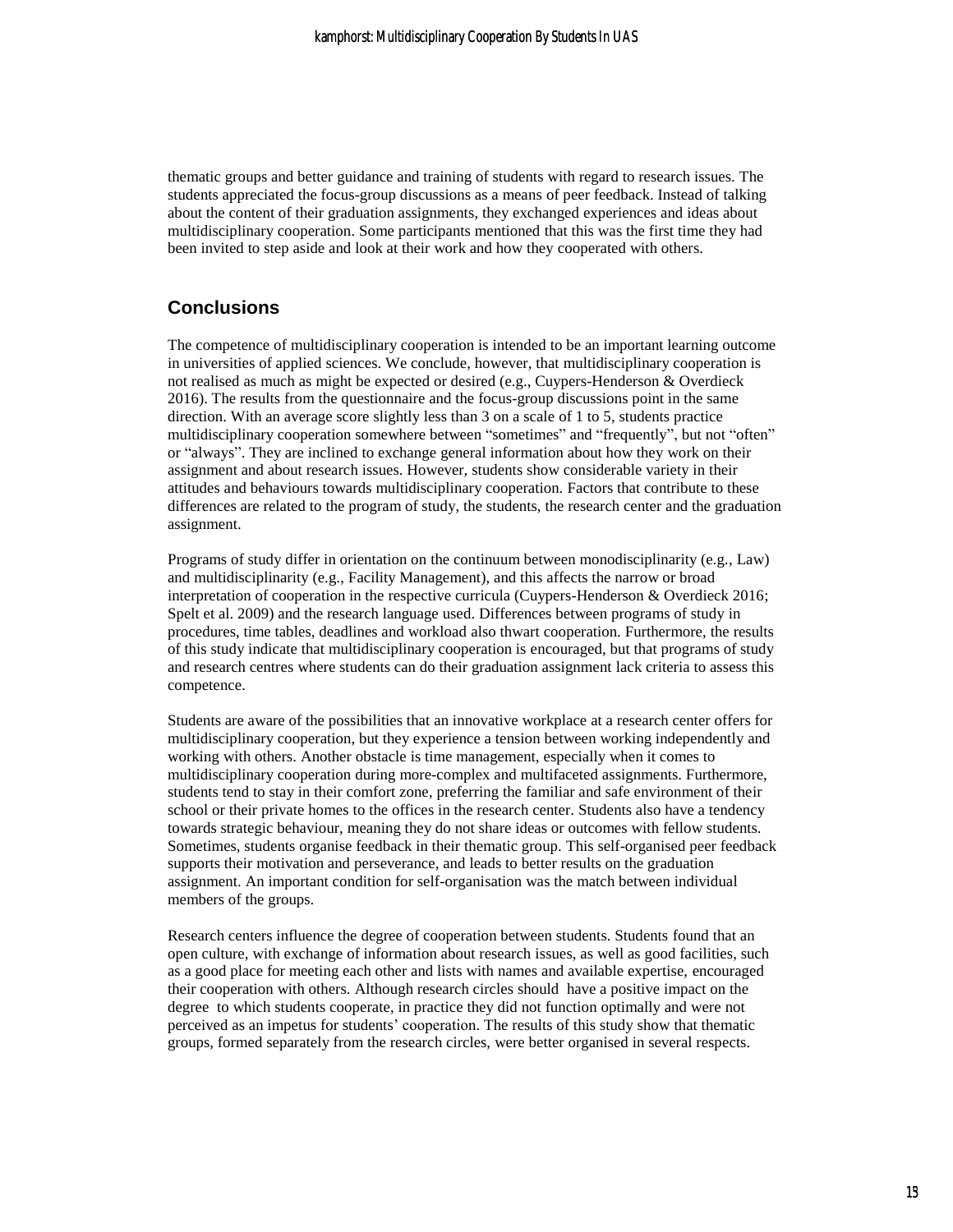thematic groups and better guidance and training of students with regard to research issues. The students appreciated the focus-group discussions as a means of peer feedback. Instead of talking about the content of their graduation assignments, they exchanged experiences and ideas about multidisciplinary cooperation. Some participants mentioned that this was the first time they had been invited to step aside and look at their work and how they cooperated with others.

## Conclusions

The competence of multidisciplinary cooperation is intended to be an important learning outcome in universities of applied sciences. We conclude, however, that multidisciplinary cooperation is not realised as much as might be expected or desired (e.g., Cuypers-Henderson & Overdieck 2016). The results from the questionnaire and the focus-group discussions point in the same direction. With an average score slightly less than 3 on a scale of 1 to 5, students practice multidisciplinary cooperation somewhere between "sometimes" and "frequently", but not "often" or "always". They are inclined to exchange general information about how they work on their assignment and about research issues. However, students show considerable variety in their attitudes and behaviours towards multidisciplinary cooperation. Factors that contribute to these differences are related to the program of study, the students, the research center and the graduation assignment.

Programs of study differ in orientation on the continuum between monodisciplinarity (e.g., Law) and multidisciplinarity (e.g., Facility Management), and this affects the narrow or broad interpretation of cooperation in the respective curricula (Cuypers-Henderson & Overdieck 2016; Spelt et al. 2009) and the research language used. Differences between programs of study in procedures, time tables, deadlines and workload also thwart cooperation. Furthermore, the results of this study indicate that multidisciplinary cooperation is encouraged, but that programs of study and research centres where students can do their graduation assignment lack criteria to assess this competence.

Students are aware of the possibilities that an innovative workplace at a research center offers for multidisciplinary cooperation, but they experience a tension between working independently and working with others. Another obstacle is time management, especially when it comes to multidisciplinary cooperation during more-complex and multifaceted assignments. Furthermore, students tend to stay in their comfort zone, preferring the familiar and safe environment of their school or their private homes to the offices in the research center. Students also have a tendency towards strategic behaviour, meaning they do not share ideas or outcomes with fellow students. Sometimes, students organise feedback in their thematic group. This self-organised peer feedback supports their motivation and perseverance, and leads to better results on the graduation assignment. An important condition for self-organisation was the match between individual members of the groups.

Research centers influence the degree of cooperation between students. Students found that an open culture, with exchange of information about research issues, as well as good facilities, such as a good place for meeting each other and lists with names and available expertise, encouraged their cooperation with others. Although research circles should have a positive impact on the degree to which students cooperate, in practice they did not function optimally and were not perceived as an impetus for students' cooperation. The results of this study show that thematic groups, formed separately from the research circles, were better organised in several respects.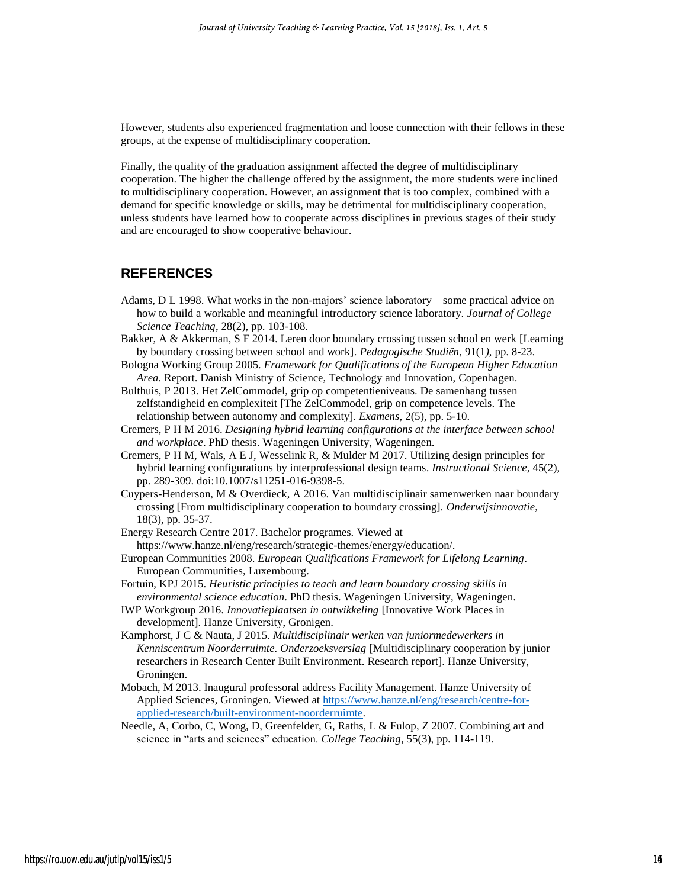However, students also experienced fragmentation and loose connection with their fellows in these groups, at the expense of multidisciplinary cooperation.

Finally, the quality of the graduation assignment affected the degree of multidisciplinary cooperation. The higher the challenge offered by the assignment, the more students were inclined to multidisciplinary cooperation. However, an assignment that is too complex, combined with a demand for specific knowledge or skills, may be detrimental for multidisciplinary cooperation, unless students have learned how to cooperate across disciplines in previous stages of their study and are encouraged to show cooperative behaviour.

## REFERENCES

Adams, D L 1998. What works in the non-majors' science laboratory – some practical advice on how to build a workable and meaningful introductory science laboratory. *Journal of College Science Teaching*, 28(2), pp. 103-108.

Bakker, A & Akkerman, S F 2014. Leren door boundary crossing tussen school en werk [Learning by boundary crossing between school and work]. *Pedagogische Studiën*, 91(1), pp. 8-23.

Bologna Working Group 2005. *Framework for Qualifications of the European Higher Education Area*. Report. Danish Ministry of Science, Technology and Innovation, Copenhagen.

Bulthuis, P 2013. Het ZelCommodel, grip op competentieniveaus. De samenhang tussen zelfstandigheid en complexiteit [The ZelCommodel, grip on competence levels. The relationship between autonomy and complexity]. *Examens*, 2(5), pp. 5-10.

Cremers, P H M 2016. *Designing hybrid learning configurations at the interface between school and workplace*. PhD thesis. Wageningen University, Wageningen.

Cremers, P H M, Wals, A E J, Wesselink R, & Mulder M 2017. Utilizing design principles for hybrid learning configurations by interprofessional design teams. *Instructional Science*, 45(2), pp. 289-309. doi:10.1007/s11251-016-9398-5.

Cuypers-Henderson, M & Overdieck, A 2016. Van multidisciplinair samenwerken naar boundary crossing [From multidisciplinary cooperation to boundary crossing]. *Onderwijsinnovatie*, 18(3), pp. 35-37.

Energy Research Centre 2017. Bachelor programes. Viewed at https://www.hanze.nl/eng/research/strategic-themes/energy/education/.

European Communities 2008. *European Qualifications Framework for Lifelong Learning*. European Communities, Luxembourg.

Fortuin, KPJ 2015. *Heuristic principles to teach and learn boundary crossing skills in environmental science education*. PhD thesis. Wageningen University, Wageningen.

IWP Workgroup 2016. *Innovatieplaatsen in ontwikkeling* [Innovative Work Places in development]. Hanze University, Gronigen.

Kamphorst, J C & Nauta, J 2015. *Multidisciplinair werken van juniormedewerkers in Kenniscentrum Noorderruimte. Onderzoeksverslag* [Multidisciplinary cooperation by junior researchers in Research Center Built Environment. Research report]. Hanze University, Groningen.

Mobach, M 2013. Inaugural professoral address Facility Management. Hanze University of Applied Sciences, Groningen. Viewed at https://www.hanze.nl/eng/research/centre-for-applied-research/built-environment-noorderruimte.

Needle, A, Corbo, C, Wong, D, Greenfelder, G, Raths, L & Fulop, Z 2007. Combining art and science in "arts and sciences" education. *College Teaching*, 55(3), pp. 114-119.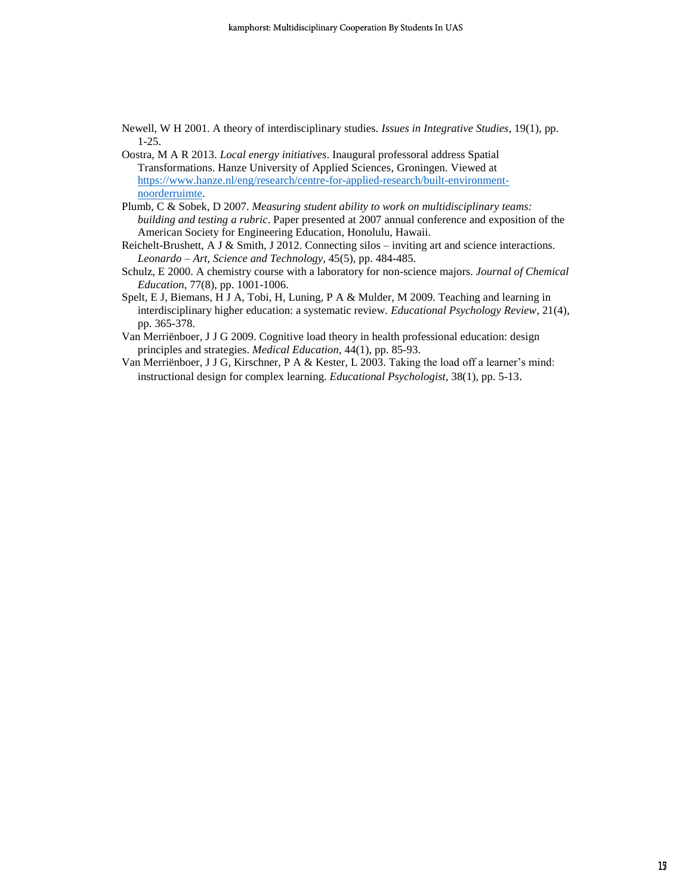Newell, W H 2001. A theory of interdisciplinary studies. *Issues in Integrative Studies*, 19(1), pp. 1-25.

Oostra, M A R 2013. *Local energy initiatives*. Inaugural professoral address Spatial Transformations. Hanze University of Applied Sciences, Groningen. Viewed at https://www.hanze.nl/eng/research/centre-for-applied-research/built-environment-noorderruimte.

Plumb, C & Sobek, D 2007. *Measuring student ability to work on multidisciplinary teams: building and testing a rubric*. Paper presented at 2007 annual conference and exposition of the American Society for Engineering Education, Honolulu, Hawaii.

Reichelt-Brushett, A J & Smith, J 2012. Connecting silos – inviting art and science interactions. *Leonardo – Art, Science and Technology*, 45(5), pp. 484-485.

Schulz, E 2000. A chemistry course with a laboratory for non-science majors. *Journal of Chemical Education*, 77(8), pp. 1001-1006.

Spelt, E J, Biemans, H J A, Tobi, H, Luning, P A & Mulder, M 2009. Teaching and learning in interdisciplinary higher education: a systematic review. *Educational Psychology Review*, 21(4), pp. 365-378.

Van Merriënboer, J J G 2009. Cognitive load theory in health professional education: design principles and strategies. *Medical Education*, 44(1), pp. 85-93.

Van Merriënboer, J J G, Kirschner, P A & Kester, L 2003. Taking the load off a learner's mind: instructional design for complex learning. *Educational Psychologist*, 38(1), pp. 5-13.